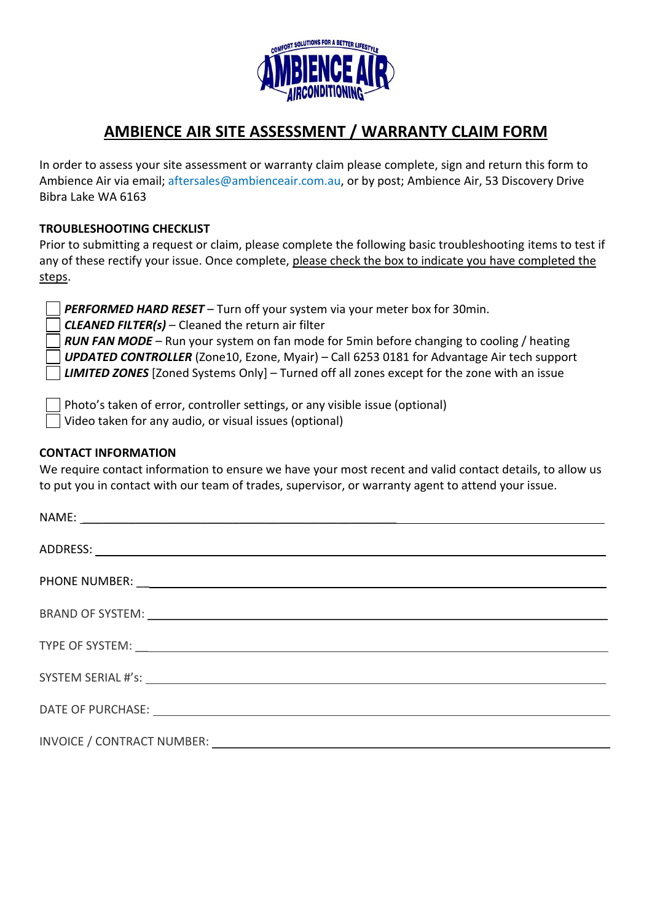# AMBIENCE AIR SITE ASSESSMENT / WARRANTY CLAIM FORM

In order to assess your site assessment or warranty claim please complete, sign and return this form to Ambience Air via email; aftersales@ambienceair.com.au, or by post; Ambience Air, 53 Discovery Drive Bibra Lake WA 6163

**TROUBLESHOOTING CHECKLIST**

Prior to submitting a request or claim, please complete the following basic troubleshooting items to test if any of these rectify your issue. Once complete, please check the box to indicate you have completed the steps.

- ☐ ***PERFORMED HARD RESET*** – Turn off your system via your meter box for 30min.
- ☐ ***CLEANED FILTER(s)*** – Cleaned the return air filter
- ☐ ***RUN FAN MODE*** – Run your system on fan mode for 5min before changing to cooling / heating
- ☐ ***UPDATED CONTROLLER*** (Zone10, Ezone, Myair) – Call 6253 0181 for Advantage Air tech support
- ☐ ***LIMITED ZONES*** [Zoned Systems Only] – Turned off all zones except for the zone with an issue

- ☐ Photo's taken of error, controller settings, or any visible issue (optional)
- ☐ Video taken for any audio, or visual issues (optional)

**CONTACT INFORMATION**

We require contact information to ensure we have your most recent and valid contact details, to allow us to put you in contact with our team of trades, supervisor, or warranty agent to attend your issue.

NAME: ______________________________________________

ADDRESS: ______________________________________________

PHONE NUMBER: ______________________________________________

BRAND OF SYSTEM: ______________________________________________

TYPE OF SYSTEM: ______________________________________________

SYSTEM SERIAL #'s: ______________________________________________

DATE OF PURCHASE: ______________________________________________

INVOICE / CONTRACT NUMBER: ______________________________________________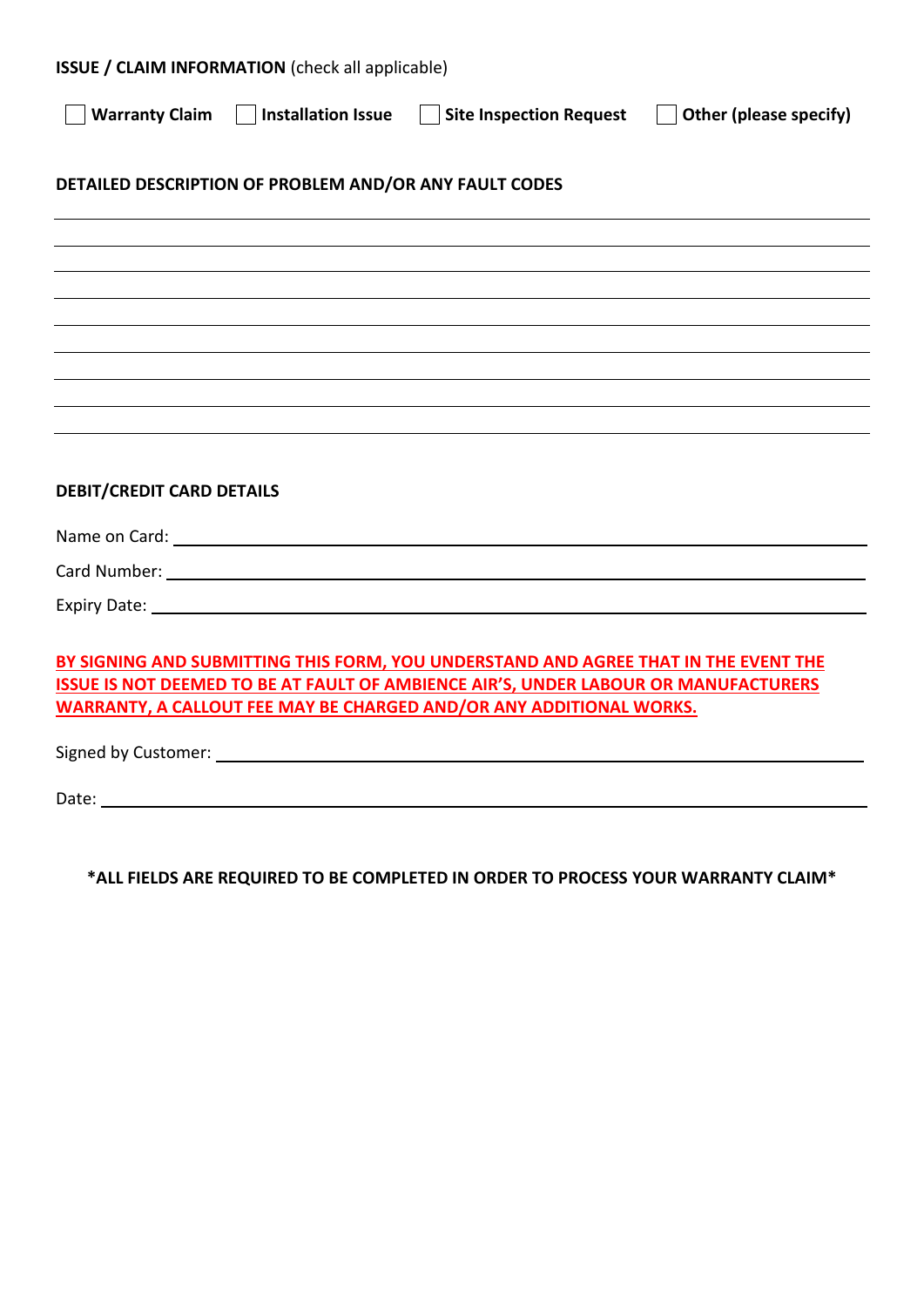**ISSUE / CLAIM INFORMATION** (check all applicable)

☐ **Warranty Claim** ☐ **Installation Issue** ☐ **Site Inspection Request** ☐ **Other (please specify)**

**DETAILED DESCRIPTION OF PROBLEM AND/OR ANY FAULT CODES**

\_\_\_\_\_\_\_\_\_\_\_\_\_\_\_\_\_\_\_\_\_\_\_\_\_\_\_\_\_\_\_\_\_\_\_\_\_\_\_\_\_\_\_\_\_\_\_\_\_\_\_\_\_\_\_\_\_\_\_\_

\_\_\_\_\_\_\_\_\_\_\_\_\_\_\_\_\_\_\_\_\_\_\_\_\_\_\_\_\_\_\_\_\_\_\_\_\_\_\_\_\_\_\_\_\_\_\_\_\_\_\_\_\_\_\_\_\_\_\_\_

\_\_\_\_\_\_\_\_\_\_\_\_\_\_\_\_\_\_\_\_\_\_\_\_\_\_\_\_\_\_\_\_\_\_\_\_\_\_\_\_\_\_\_\_\_\_\_\_\_\_\_\_\_\_\_\_\_\_\_\_

\_\_\_\_\_\_\_\_\_\_\_\_\_\_\_\_\_\_\_\_\_\_\_\_\_\_\_\_\_\_\_\_\_\_\_\_\_\_\_\_\_\_\_\_\_\_\_\_\_\_\_\_\_\_\_\_\_\_\_\_

\_\_\_\_\_\_\_\_\_\_\_\_\_\_\_\_\_\_\_\_\_\_\_\_\_\_\_\_\_\_\_\_\_\_\_\_\_\_\_\_\_\_\_\_\_\_\_\_\_\_\_\_\_\_\_\_\_\_\_\_

\_\_\_\_\_\_\_\_\_\_\_\_\_\_\_\_\_\_\_\_\_\_\_\_\_\_\_\_\_\_\_\_\_\_\_\_\_\_\_\_\_\_\_\_\_\_\_\_\_\_\_\_\_\_\_\_\_\_\_\_

\_\_\_\_\_\_\_\_\_\_\_\_\_\_\_\_\_\_\_\_\_\_\_\_\_\_\_\_\_\_\_\_\_\_\_\_\_\_\_\_\_\_\_\_\_\_\_\_\_\_\_\_\_\_\_\_\_\_\_\_

\_\_\_\_\_\_\_\_\_\_\_\_\_\_\_\_\_\_\_\_\_\_\_\_\_\_\_\_\_\_\_\_\_\_\_\_\_\_\_\_\_\_\_\_\_\_\_\_\_\_\_\_\_\_\_\_\_\_\_\_

\_\_\_\_\_\_\_\_\_\_\_\_\_\_\_\_\_\_\_\_\_\_\_\_\_\_\_\_\_\_\_\_\_\_\_\_\_\_\_\_\_\_\_\_\_\_\_\_\_\_\_\_\_\_\_\_\_\_\_\_

**DEBIT/CREDIT CARD DETAILS**

Name on Card: \_\_\_\_\_\_\_\_\_\_\_\_\_\_\_\_\_\_\_\_\_\_\_\_\_\_\_\_\_\_\_\_\_\_\_\_\_\_\_\_\_\_\_\_\_\_\_\_

Card Number: \_\_\_\_\_\_\_\_\_\_\_\_\_\_\_\_\_\_\_\_\_\_\_\_\_\_\_\_\_\_\_\_\_\_\_\_\_\_\_\_\_\_\_\_\_\_\_\_

Expiry Date: \_\_\_\_\_\_\_\_\_\_\_\_\_\_\_\_\_\_\_\_\_\_\_\_\_\_\_\_\_\_\_\_\_\_\_\_\_\_\_\_\_\_\_\_\_\_\_\_

**BY SIGNING AND SUBMITTING THIS FORM, YOU UNDERSTAND AND AGREE THAT IN THE EVENT THE ISSUE IS NOT DEEMED TO BE AT FAULT OF AMBIENCE AIR'S, UNDER LABOUR OR MANUFACTURERS WARRANTY, A CALLOUT FEE MAY BE CHARGED AND/OR ANY ADDITIONAL WORKS.**

Signed by Customer: \_\_\_\_\_\_\_\_\_\_\_\_\_\_\_\_\_\_\_\_\_\_\_\_\_\_\_\_\_\_\_\_\_\_\_\_\_\_\_\_\_\_\_\_\_\_\_\_

Date: \_\_\_\_\_\_\_\_\_\_\_\_\_\_\_\_\_\_\_\_\_\_\_\_\_\_\_\_\_\_\_\_\_\_\_\_\_\_\_\_\_\_\_\_\_\_\_\_

**\*ALL FIELDS ARE REQUIRED TO BE COMPLETED IN ORDER TO PROCESS YOUR WARRANTY CLAIM\***